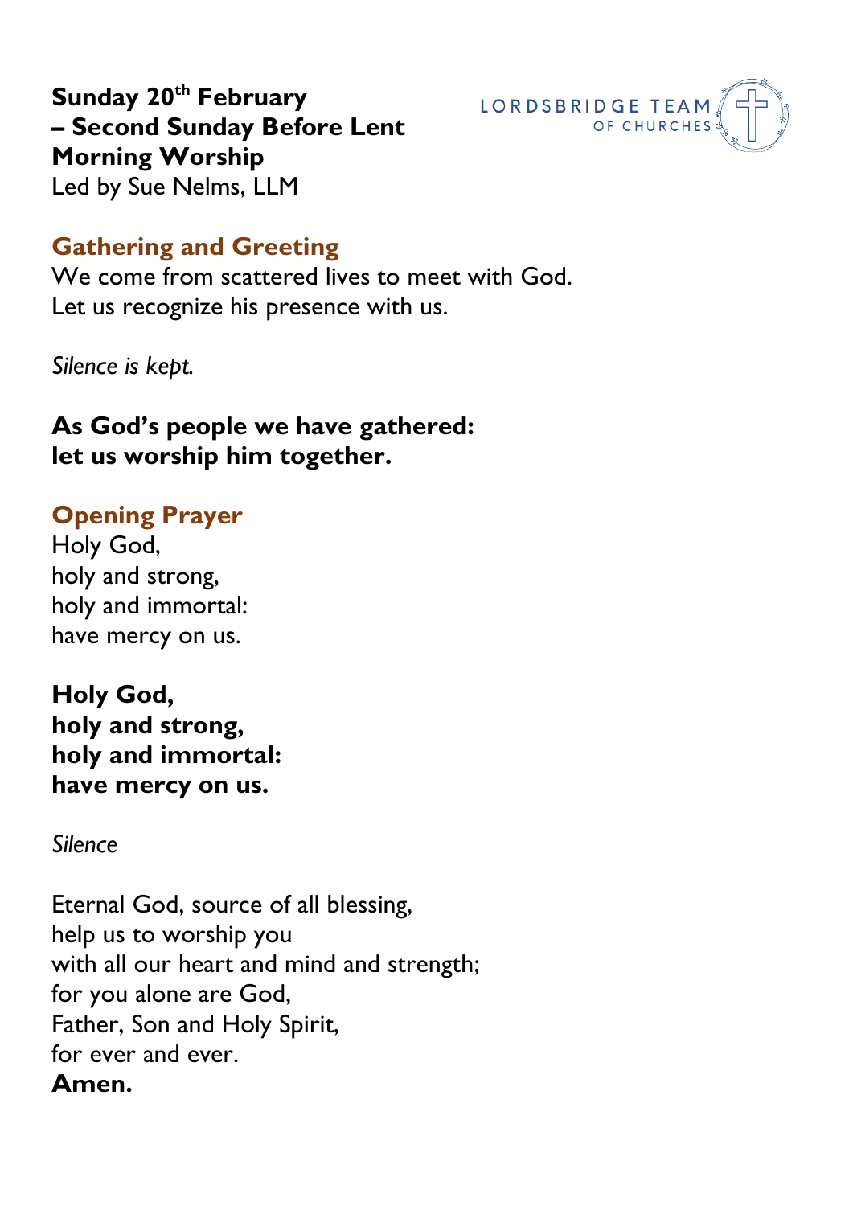**Sunday 20th February**
**– Second Sunday Before Lent**
**Morning Worship**
Led by Sue Nelms, LLM

LORDSBRIDGE TEAM OF CHURCHES

## Gathering and Greeting

We come from scattered lives to meet with God.
Let us recognize his presence with us.

*Silence is kept.*

**As God's people we have gathered:**
**let us worship him together.**

## Opening Prayer

Holy God,
holy and strong,
holy and immortal:
have mercy on us.

**Holy God,**
**holy and strong,**
**holy and immortal:**
**have mercy on us.**

*Silence*

Eternal God, source of all blessing,
help us to worship you
with all our heart and mind and strength;
for you alone are God,
Father, Son and Holy Spirit,
for ever and ever.
**Amen.**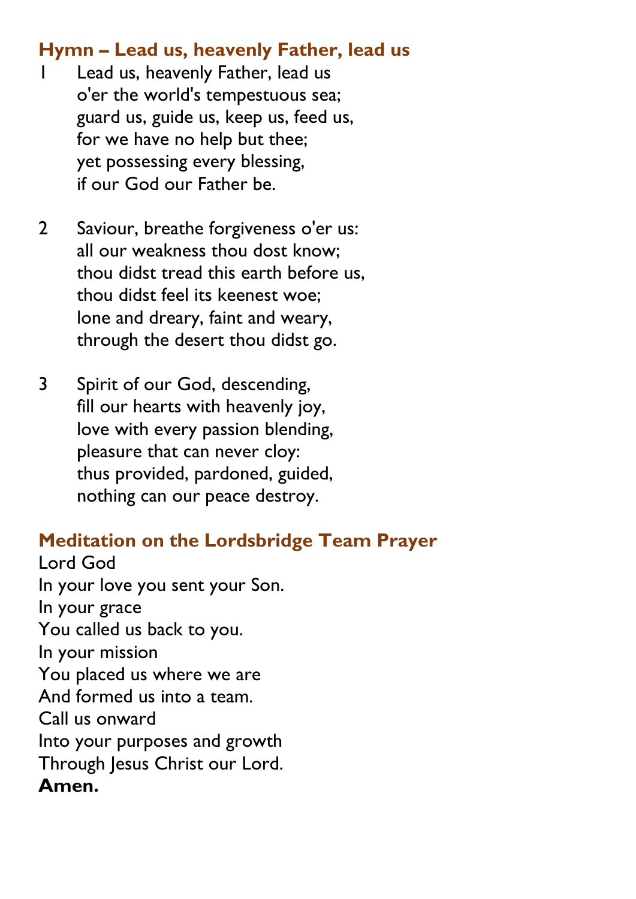## Hymn – Lead us, heavenly Father, lead us

1. Lead us, heavenly Father, lead us
   o'er the world's tempestuous sea;
   guard us, guide us, keep us, feed us,
   for we have no help but thee;
   yet possessing every blessing,
   if our God our Father be.

2. Saviour, breathe forgiveness o'er us:
   all our weakness thou dost know;
   thou didst tread this earth before us,
   thou didst feel its keenest woe;
   lone and dreary, faint and weary,
   through the desert thou didst go.

3. Spirit of our God, descending,
   fill our hearts with heavenly joy,
   love with every passion blending,
   pleasure that can never cloy:
   thus provided, pardoned, guided,
   nothing can our peace destroy.

## Meditation on the Lordsbridge Team Prayer

Lord God
In your love you sent your Son.
In your grace
You called us back to you.
In your mission
You placed us where we are
And formed us into a team.
Call us onward
Into your purposes and growth
Through Jesus Christ our Lord.
**Amen.**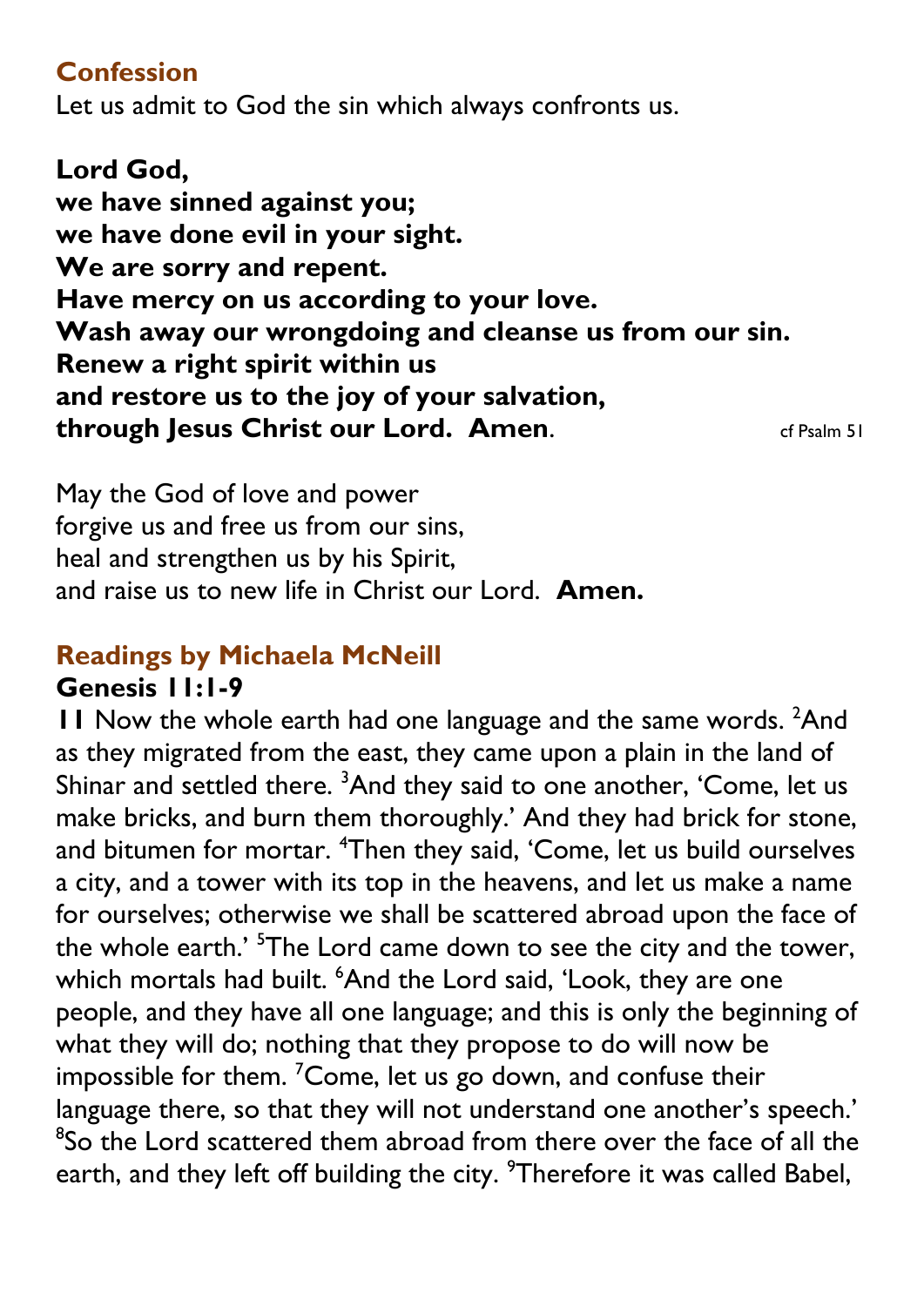## Confession

Let us admit to God the sin which always confronts us.

**Lord God,**
**we have sinned against you;**
**we have done evil in your sight.**
**We are sorry and repent.**
**Have mercy on us according to your love.**
**Wash away our wrongdoing and cleanse us from our sin.**
**Renew a right spirit within us**
**and restore us to the joy of your salvation,**
**through Jesus Christ our Lord. Amen**. cf Psalm 51

May the God of love and power
forgive us and free us from our sins,
heal and strengthen us by his Spirit,
and raise us to new life in Christ our Lord. **Amen.**

## Readings by Michaela McNeill

**Genesis 11:1-9**

**11** Now the whole earth had one language and the same words. [2]And as they migrated from the east, they came upon a plain in the land of Shinar and settled there. [3]And they said to one another, 'Come, let us make bricks, and burn them thoroughly.' And they had brick for stone, and bitumen for mortar. [4]Then they said, 'Come, let us build ourselves a city, and a tower with its top in the heavens, and let us make a name for ourselves; otherwise we shall be scattered abroad upon the face of the whole earth.' [5]The Lord came down to see the city and the tower, which mortals had built. [6]And the Lord said, 'Look, they are one people, and they have all one language; and this is only the beginning of what they will do; nothing that they propose to do will now be impossible for them. [7]Come, let us go down, and confuse their language there, so that they will not understand one another's speech.' [8]So the Lord scattered them abroad from there over the face of all the earth, and they left off building the city. [9]Therefore it was called Babel,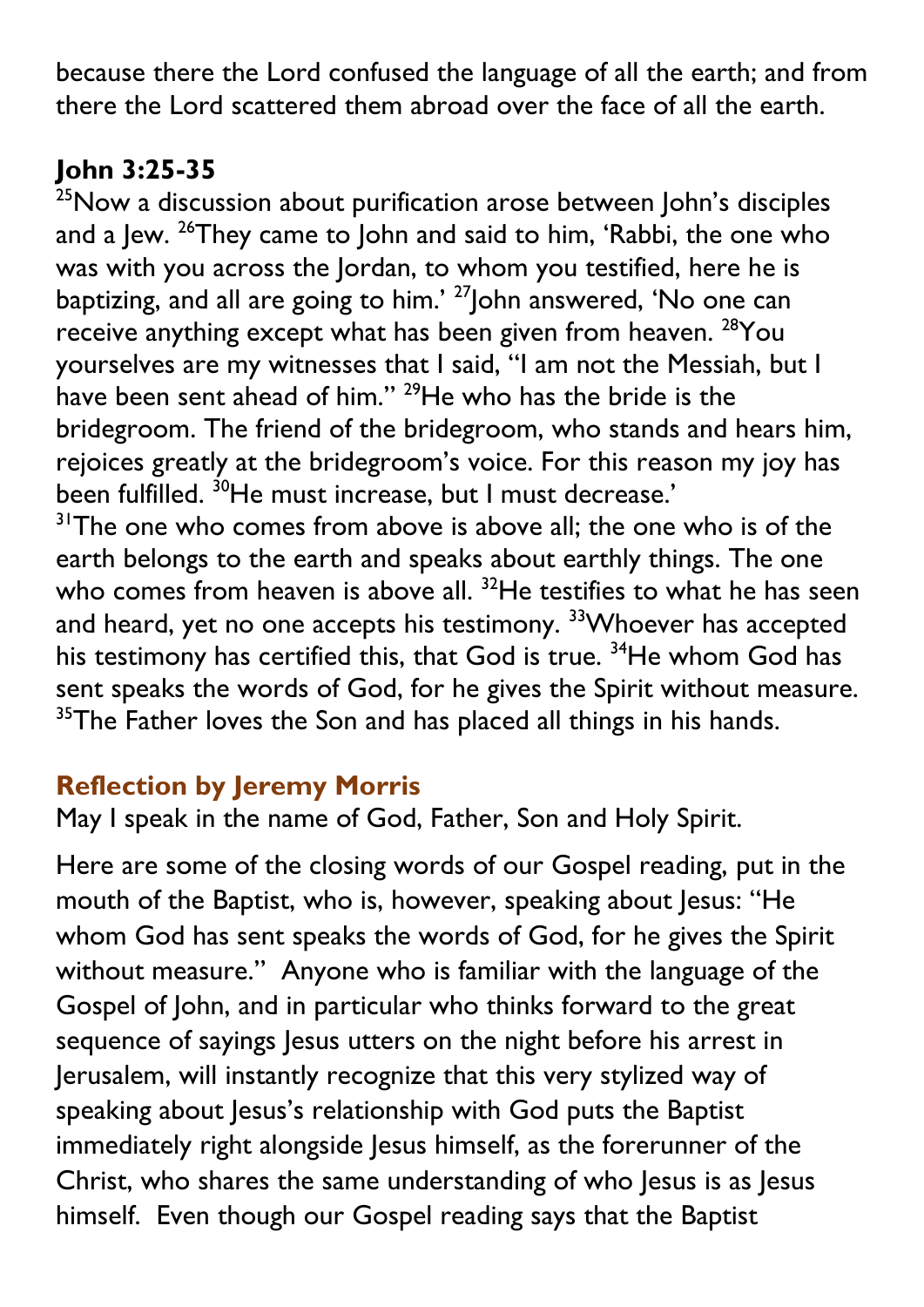because there the Lord confused the language of all the earth; and from there the Lord scattered them abroad over the face of all the earth.

## John 3:25-35

[25]Now a discussion about purification arose between John's disciples and a Jew. [26]They came to John and said to him, 'Rabbi, the one who was with you across the Jordan, to whom you testified, here he is baptizing, and all are going to him.' [27]John answered, 'No one can receive anything except what has been given from heaven. [28]You yourselves are my witnesses that I said, "I am not the Messiah, but I have been sent ahead of him." [29]He who has the bride is the bridegroom. The friend of the bridegroom, who stands and hears him, rejoices greatly at the bridegroom's voice. For this reason my joy has been fulfilled. [30]He must increase, but I must decrease.'
[31]The one who comes from above is above all; the one who is of the earth belongs to the earth and speaks about earthly things. The one who comes from heaven is above all. [32]He testifies to what he has seen and heard, yet no one accepts his testimony. [33]Whoever has accepted his testimony has certified this, that God is true. [34]He whom God has sent speaks the words of God, for he gives the Spirit without measure. [35]The Father loves the Son and has placed all things in his hands.

## Reflection by Jeremy Morris

May I speak in the name of God, Father, Son and Holy Spirit.

Here are some of the closing words of our Gospel reading, put in the mouth of the Baptist, who is, however, speaking about Jesus: "He whom God has sent speaks the words of God, for he gives the Spirit without measure." Anyone who is familiar with the language of the Gospel of John, and in particular who thinks forward to the great sequence of sayings Jesus utters on the night before his arrest in Jerusalem, will instantly recognize that this very stylized way of speaking about Jesus's relationship with God puts the Baptist immediately right alongside Jesus himself, as the forerunner of the Christ, who shares the same understanding of who Jesus is as Jesus himself. Even though our Gospel reading says that the Baptist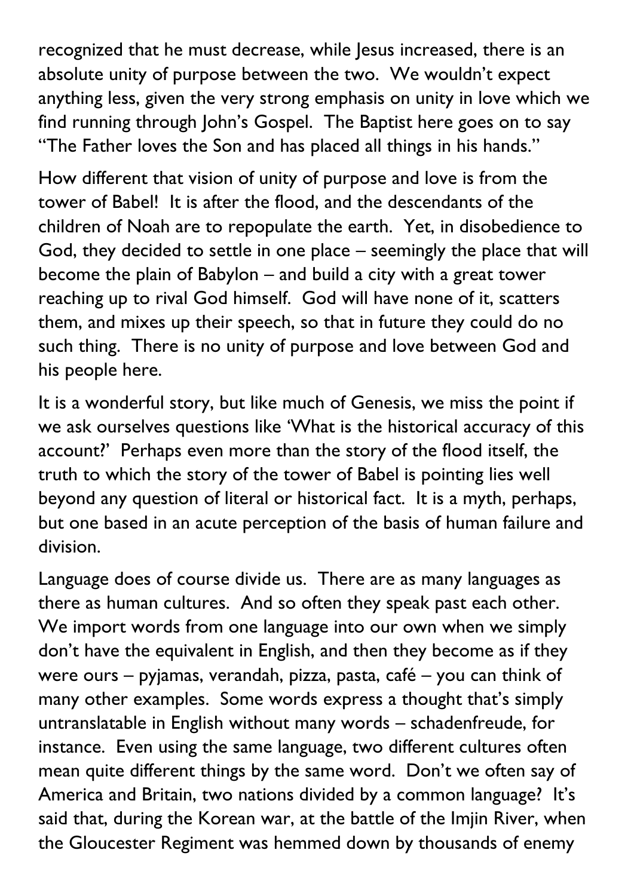recognized that he must decrease, while Jesus increased, there is an absolute unity of purpose between the two. We wouldn't expect anything less, given the very strong emphasis on unity in love which we find running through John's Gospel. The Baptist here goes on to say "The Father loves the Son and has placed all things in his hands."

How different that vision of unity of purpose and love is from the tower of Babel! It is after the flood, and the descendants of the children of Noah are to repopulate the earth. Yet, in disobedience to God, they decided to settle in one place – seemingly the place that will become the plain of Babylon – and build a city with a great tower reaching up to rival God himself. God will have none of it, scatters them, and mixes up their speech, so that in future they could do no such thing. There is no unity of purpose and love between God and his people here.

It is a wonderful story, but like much of Genesis, we miss the point if we ask ourselves questions like 'What is the historical accuracy of this account?' Perhaps even more than the story of the flood itself, the truth to which the story of the tower of Babel is pointing lies well beyond any question of literal or historical fact. It is a myth, perhaps, but one based in an acute perception of the basis of human failure and division.

Language does of course divide us. There are as many languages as there as human cultures. And so often they speak past each other. We import words from one language into our own when we simply don't have the equivalent in English, and then they become as if they were ours – pyjamas, verandah, pizza, pasta, café – you can think of many other examples. Some words express a thought that's simply untranslatable in English without many words – schadenfreude, for instance. Even using the same language, two different cultures often mean quite different things by the same word. Don't we often say of America and Britain, two nations divided by a common language? It's said that, during the Korean war, at the battle of the Imjin River, when the Gloucester Regiment was hemmed down by thousands of enemy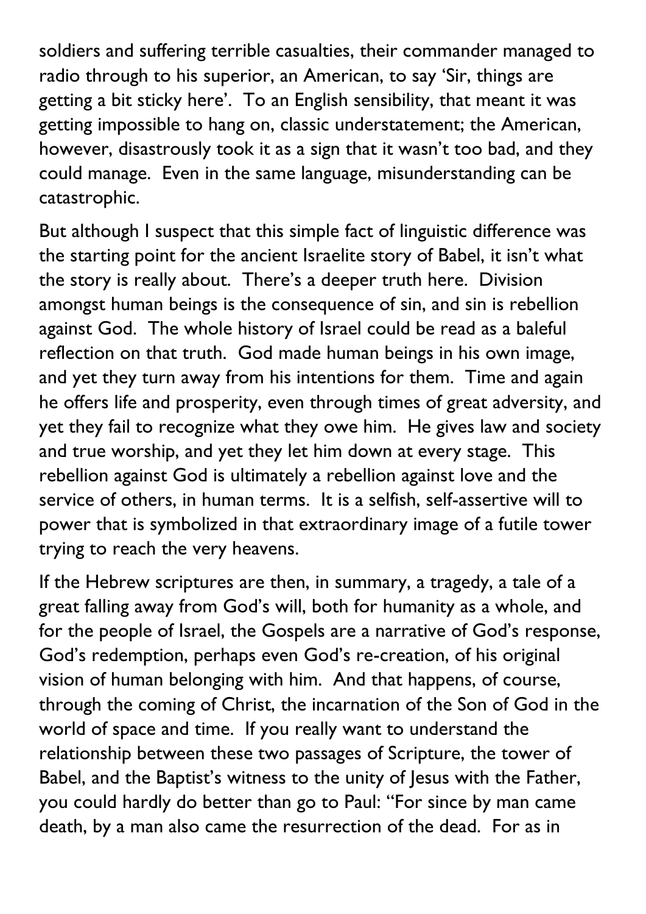soldiers and suffering terrible casualties, their commander managed to radio through to his superior, an American, to say 'Sir, things are getting a bit sticky here'. To an English sensibility, that meant it was getting impossible to hang on, classic understatement; the American, however, disastrously took it as a sign that it wasn't too bad, and they could manage. Even in the same language, misunderstanding can be catastrophic.

But although I suspect that this simple fact of linguistic difference was the starting point for the ancient Israelite story of Babel, it isn't what the story is really about. There's a deeper truth here. Division amongst human beings is the consequence of sin, and sin is rebellion against God. The whole history of Israel could be read as a baleful reflection on that truth. God made human beings in his own image, and yet they turn away from his intentions for them. Time and again he offers life and prosperity, even through times of great adversity, and yet they fail to recognize what they owe him. He gives law and society and true worship, and yet they let him down at every stage. This rebellion against God is ultimately a rebellion against love and the service of others, in human terms. It is a selfish, self-assertive will to power that is symbolized in that extraordinary image of a futile tower trying to reach the very heavens.

If the Hebrew scriptures are then, in summary, a tragedy, a tale of a great falling away from God's will, both for humanity as a whole, and for the people of Israel, the Gospels are a narrative of God's response, God's redemption, perhaps even God's re-creation, of his original vision of human belonging with him. And that happens, of course, through the coming of Christ, the incarnation of the Son of God in the world of space and time. If you really want to understand the relationship between these two passages of Scripture, the tower of Babel, and the Baptist's witness to the unity of Jesus with the Father, you could hardly do better than go to Paul: "For since by man came death, by a man also came the resurrection of the dead. For as in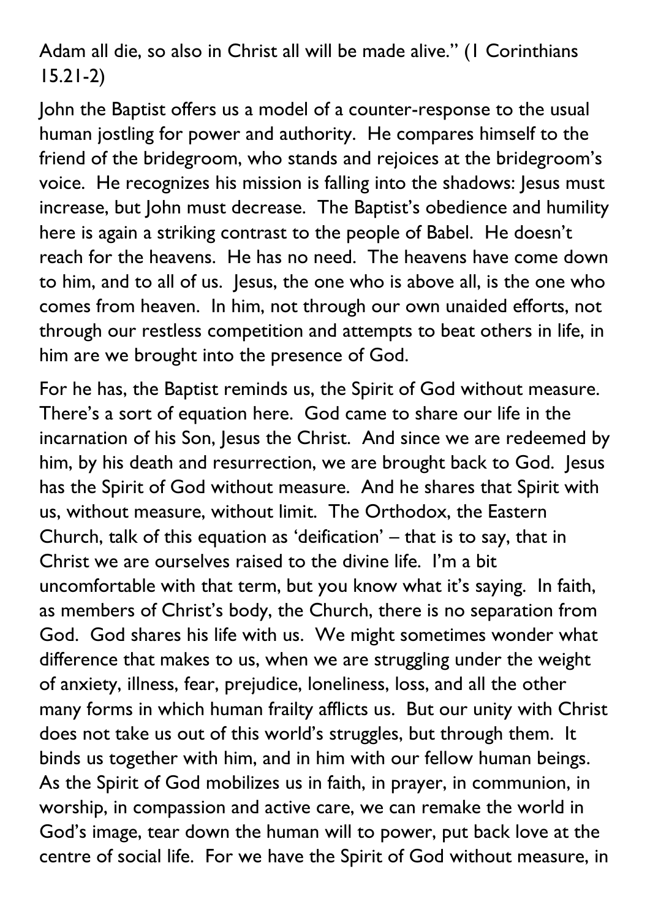Adam all die, so also in Christ all will be made alive." (1 Corinthians 15.21-2)

John the Baptist offers us a model of a counter-response to the usual human jostling for power and authority. He compares himself to the friend of the bridegroom, who stands and rejoices at the bridegroom's voice. He recognizes his mission is falling into the shadows: Jesus must increase, but John must decrease. The Baptist's obedience and humility here is again a striking contrast to the people of Babel. He doesn't reach for the heavens. He has no need. The heavens have come down to him, and to all of us. Jesus, the one who is above all, is the one who comes from heaven. In him, not through our own unaided efforts, not through our restless competition and attempts to beat others in life, in him are we brought into the presence of God.

For he has, the Baptist reminds us, the Spirit of God without measure. There's a sort of equation here. God came to share our life in the incarnation of his Son, Jesus the Christ. And since we are redeemed by him, by his death and resurrection, we are brought back to God. Jesus has the Spirit of God without measure. And he shares that Spirit with us, without measure, without limit. The Orthodox, the Eastern Church, talk of this equation as 'deification' – that is to say, that in Christ we are ourselves raised to the divine life. I'm a bit uncomfortable with that term, but you know what it's saying. In faith, as members of Christ's body, the Church, there is no separation from God. God shares his life with us. We might sometimes wonder what difference that makes to us, when we are struggling under the weight of anxiety, illness, fear, prejudice, loneliness, loss, and all the other many forms in which human frailty afflicts us. But our unity with Christ does not take us out of this world's struggles, but through them. It binds us together with him, and in him with our fellow human beings. As the Spirit of God mobilizes us in faith, in prayer, in communion, in worship, in compassion and active care, we can remake the world in God's image, tear down the human will to power, put back love at the centre of social life. For we have the Spirit of God without measure, in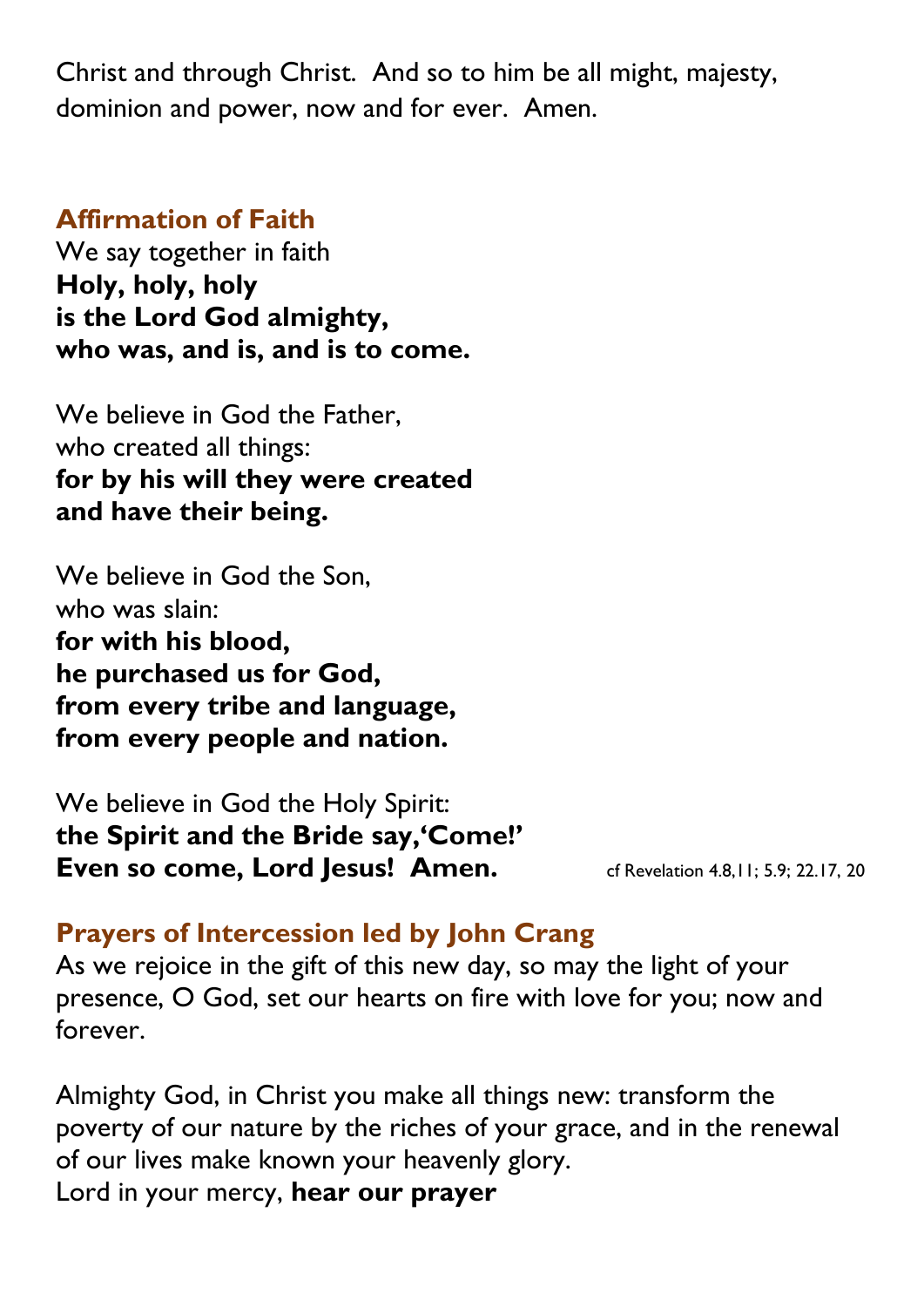Christ and through Christ. And so to him be all might, majesty, dominion and power, now and for ever. Amen.

## Affirmation of Faith

We say together in faith
**Holy, holy, holy**
**is the Lord God almighty,**
**who was, and is, and is to come.**

We believe in God the Father,
who created all things:
**for by his will they were created**
**and have their being.**

We believe in God the Son,
who was slain:
**for with his blood,**
**he purchased us for God,**
**from every tribe and language,**
**from every people and nation.**

We believe in God the Holy Spirit:
**the Spirit and the Bride say, 'Come!'**
**Even so come, Lord Jesus! Amen.** cf Revelation 4.8,11; 5.9; 22.17, 20

## Prayers of Intercession led by John Crang

As we rejoice in the gift of this new day, so may the light of your presence, O God, set our hearts on fire with love for you; now and forever.

Almighty God, in Christ you make all things new: transform the poverty of our nature by the riches of your grace, and in the renewal of our lives make known your heavenly glory.
Lord in your mercy, **hear our prayer**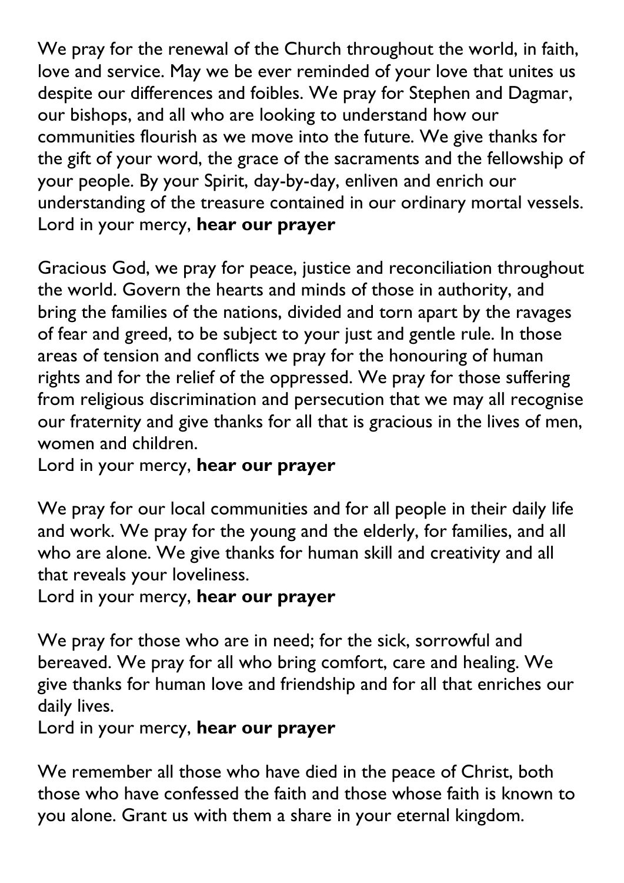We pray for the renewal of the Church throughout the world, in faith, love and service. May we be ever reminded of your love that unites us despite our differences and foibles. We pray for Stephen and Dagmar, our bishops, and all who are looking to understand how our communities flourish as we move into the future. We give thanks for the gift of your word, the grace of the sacraments and the fellowship of your people. By your Spirit, day-by-day, enliven and enrich our understanding of the treasure contained in our ordinary mortal vessels.
Lord in your mercy, **hear our prayer**

Gracious God, we pray for peace, justice and reconciliation throughout the world. Govern the hearts and minds of those in authority, and bring the families of the nations, divided and torn apart by the ravages of fear and greed, to be subject to your just and gentle rule. In those areas of tension and conflicts we pray for the honouring of human rights and for the relief of the oppressed. We pray for those suffering from religious discrimination and persecution that we may all recognise our fraternity and give thanks for all that is gracious in the lives of men, women and children.
Lord in your mercy, **hear our prayer**

We pray for our local communities and for all people in their daily life and work. We pray for the young and the elderly, for families, and all who are alone. We give thanks for human skill and creativity and all that reveals your loveliness.
Lord in your mercy, **hear our prayer**

We pray for those who are in need; for the sick, sorrowful and bereaved. We pray for all who bring comfort, care and healing. We give thanks for human love and friendship and for all that enriches our daily lives.
Lord in your mercy, **hear our prayer**

We remember all those who have died in the peace of Christ, both those who have confessed the faith and those whose faith is known to you alone. Grant us with them a share in your eternal kingdom.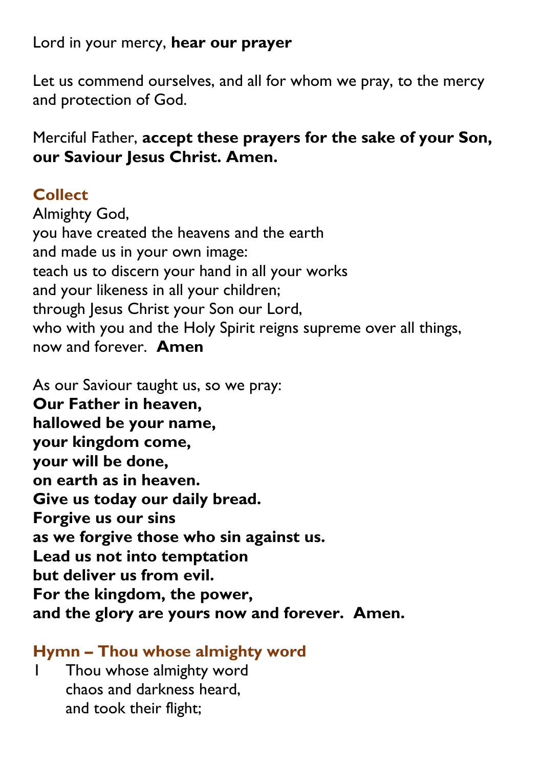Lord in your mercy, **hear our prayer**

Let us commend ourselves, and all for whom we pray, to the mercy and protection of God.

Merciful Father, **accept these prayers for the sake of your Son, our Saviour Jesus Christ. Amen.**

## Collect

Almighty God,
you have created the heavens and the earth
and made us in your own image:
teach us to discern your hand in all your works
and your likeness in all your children;
through Jesus Christ your Son our Lord,
who with you and the Holy Spirit reigns supreme over all things,
now and forever. **Amen**

As our Saviour taught us, so we pray:
**Our Father in heaven,**
**hallowed be your name,**
**your kingdom come,**
**your will be done,**
**on earth as in heaven.**
**Give us today our daily bread.**
**Forgive us our sins**
**as we forgive those who sin against us.**
**Lead us not into temptation**
**but deliver us from evil.**
**For the kingdom, the power,**
**and the glory are yours now and forever. Amen.**

## Hymn – Thou whose almighty word

1 Thou whose almighty word
chaos and darkness heard,
and took their flight;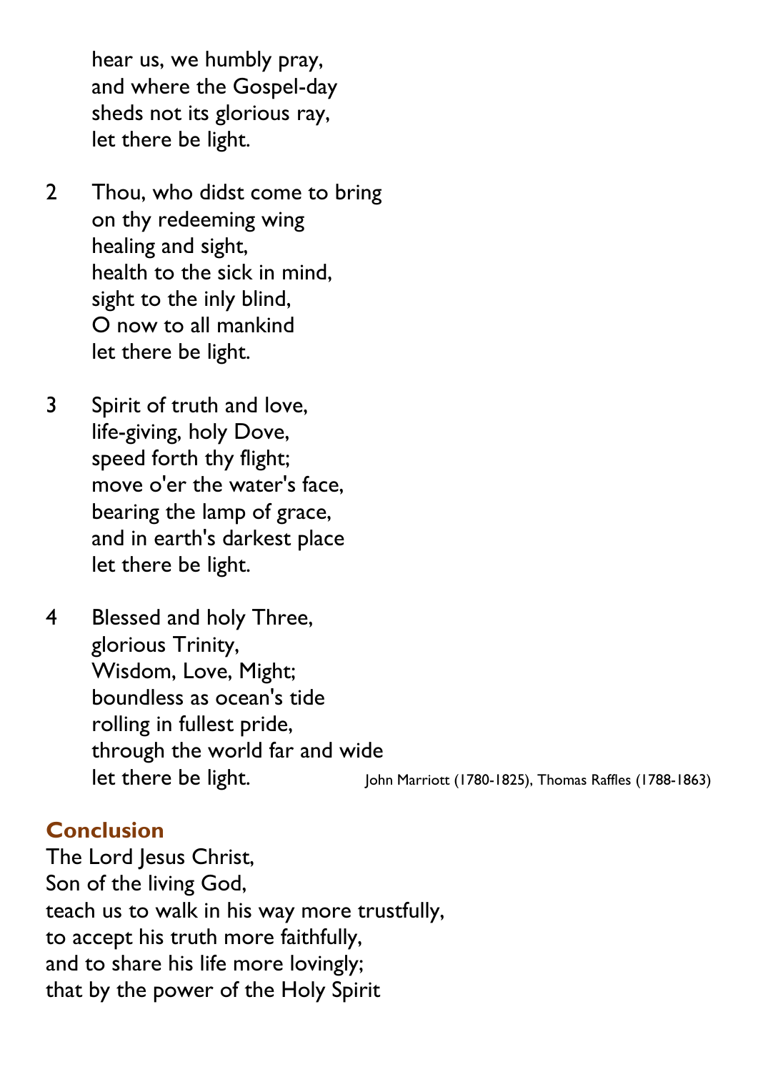hear us, we humbly pray,
and where the Gospel-day
sheds not its glorious ray,
let there be light.

2 Thou, who didst come to bring
on thy redeeming wing
healing and sight,
health to the sick in mind,
sight to the inly blind,
O now to all mankind
let there be light.

3 Spirit of truth and love,
life-giving, holy Dove,
speed forth thy flight;
move o'er the water's face,
bearing the lamp of grace,
and in earth's darkest place
let there be light.

4 Blessed and holy Three,
glorious Trinity,
Wisdom, Love, Might;
boundless as ocean's tide
rolling in fullest pride,
through the world far and wide
let there be light.

John Marriott (1780-1825), Thomas Raffles (1788-1863)

## Conclusion

The Lord Jesus Christ,
Son of the living God,
teach us to walk in his way more trustfully,
to accept his truth more faithfully,
and to share his life more lovingly;
that by the power of the Holy Spirit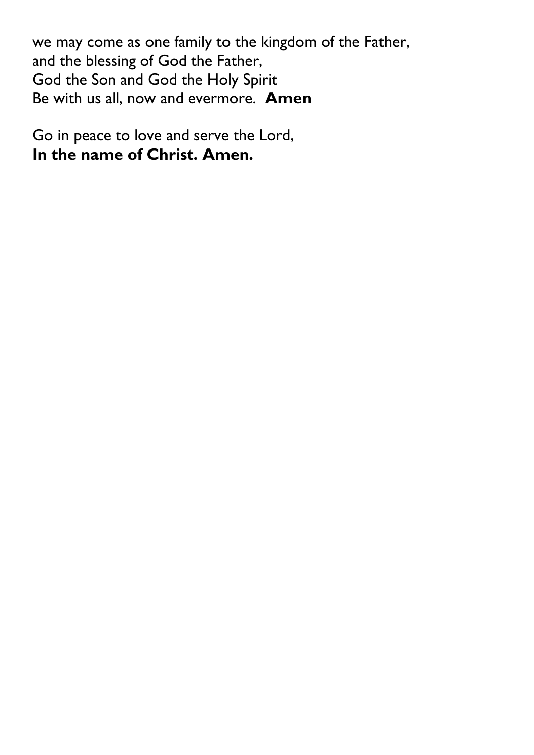we may come as one family to the kingdom of the Father,
and the blessing of God the Father,
God the Son and God the Holy Spirit
Be with us all, now and evermore. **Amen**

Go in peace to love and serve the Lord,
**In the name of Christ. Amen.**